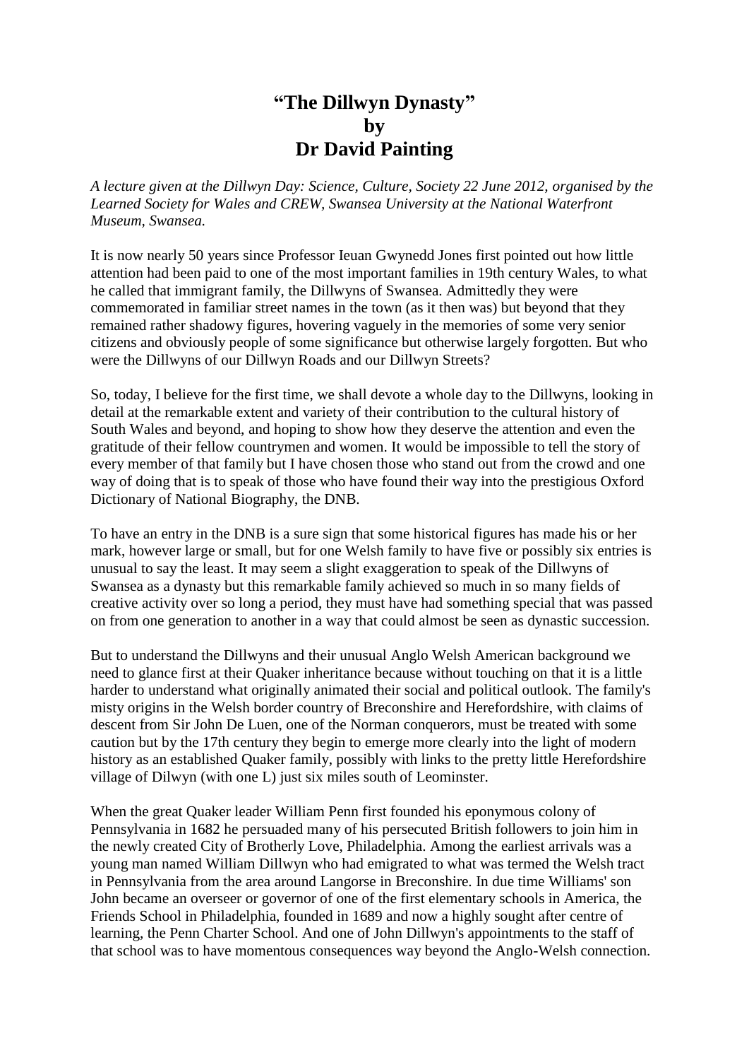# "The Dillwyn Dynasty" by Dr David Painting

*A lecture given at the Dillwyn Day: Science, Culture, Society 22 June 2012, organised by the Learned Society for Wales and CREW, Swansea University at the National Waterfront Museum, Swansea.*

It is now nearly 50 years since Professor Ieuan Gwynedd Jones first pointed out how little attention had been paid to one of the most important families in 19th century Wales, to what he called that immigrant family, the Dillwyns of Swansea. Admittedly they were commemorated in familiar street names in the town (as it then was) but beyond that they remained rather shadowy figures, hovering vaguely in the memories of some very senior citizens and obviously people of some significance but otherwise largely forgotten. But who were the Dillwyns of our Dillwyn Roads and our Dillwyn Streets?

So, today, I believe for the first time, we shall devote a whole day to the Dillwyns, looking in detail at the remarkable extent and variety of their contribution to the cultural history of South Wales and beyond, and hoping to show how they deserve the attention and even the gratitude of their fellow countrymen and women. It would be impossible to tell the story of every member of that family but I have chosen those who stand out from the crowd and one way of doing that is to speak of those who have found their way into the prestigious Oxford Dictionary of National Biography, the DNB.

To have an entry in the DNB is a sure sign that some historical figures has made his or her mark, however large or small, but for one Welsh family to have five or possibly six entries is unusual to say the least. It may seem a slight exaggeration to speak of the Dillwyns of Swansea as a dynasty but this remarkable family achieved so much in so many fields of creative activity over so long a period, they must have had something special that was passed on from one generation to another in a way that could almost be seen as dynastic succession.

But to understand the Dillwyns and their unusual Anglo Welsh American background we need to glance first at their Quaker inheritance because without touching on that it is a little harder to understand what originally animated their social and political outlook. The family's misty origins in the Welsh border country of Breconshire and Herefordshire, with claims of descent from Sir John De Luen, one of the Norman conquerors, must be treated with some caution but by the 17th century they begin to emerge more clearly into the light of modern history as an established Quaker family, possibly with links to the pretty little Herefordshire village of Dilwyn (with one L) just six miles south of Leominster.

When the great Quaker leader William Penn first founded his eponymous colony of Pennsylvania in 1682 he persuaded many of his persecuted British followers to join him in the newly created City of Brotherly Love, Philadelphia. Among the earliest arrivals was a young man named William Dillwyn who had emigrated to what was termed the Welsh tract in Pennsylvania from the area around Langorse in Breconshire. In due time Williams' son John became an overseer or governor of one of the first elementary schools in America, the Friends School in Philadelphia, founded in 1689 and now a highly sought after centre of learning, the Penn Charter School. And one of John Dillwyn's appointments to the staff of that school was to have momentous consequences way beyond the Anglo-Welsh connection.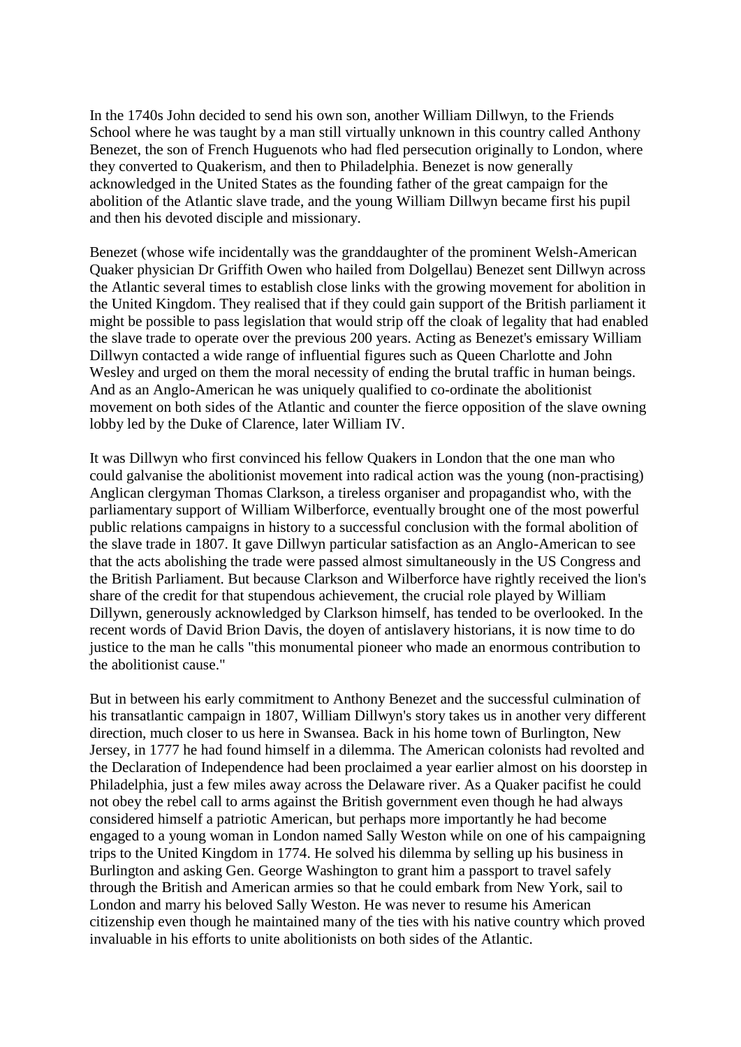In the 1740s John decided to send his own son, another William Dillwyn, to the Friends School where he was taught by a man still virtually unknown in this country called Anthony Benezet, the son of French Huguenots who had fled persecution originally to London, where they converted to Quakerism, and then to Philadelphia. Benezet is now generally acknowledged in the United States as the founding father of the great campaign for the abolition of the Atlantic slave trade, and the young William Dillwyn became first his pupil and then his devoted disciple and missionary.

Benezet (whose wife incidentally was the granddaughter of the prominent Welsh-American Quaker physician Dr Griffith Owen who hailed from Dolgellau) Benezet sent Dillwyn across the Atlantic several times to establish close links with the growing movement for abolition in the United Kingdom. They realised that if they could gain support of the British parliament it might be possible to pass legislation that would strip off the cloak of legality that had enabled the slave trade to operate over the previous 200 years. Acting as Benezet's emissary William Dillwyn contacted a wide range of influential figures such as Queen Charlotte and John Wesley and urged on them the moral necessity of ending the brutal traffic in human beings. And as an Anglo-American he was uniquely qualified to co-ordinate the abolitionist movement on both sides of the Atlantic and counter the fierce opposition of the slave owning lobby led by the Duke of Clarence, later William IV.

It was Dillwyn who first convinced his fellow Quakers in London that the one man who could galvanise the abolitionist movement into radical action was the young (non-practising) Anglican clergyman Thomas Clarkson, a tireless organiser and propagandist who, with the parliamentary support of William Wilberforce, eventually brought one of the most powerful public relations campaigns in history to a successful conclusion with the formal abolition of the slave trade in 1807. It gave Dillwyn particular satisfaction as an Anglo-American to see that the acts abolishing the trade were passed almost simultaneously in the US Congress and the British Parliament. But because Clarkson and Wilberforce have rightly received the lion's share of the credit for that stupendous achievement, the crucial role played by William Dillywn, generously acknowledged by Clarkson himself, has tended to be overlooked. In the recent words of David Brion Davis, the doyen of antislavery historians, it is now time to do justice to the man he calls "this monumental pioneer who made an enormous contribution to the abolitionist cause."

But in between his early commitment to Anthony Benezet and the successful culmination of his transatlantic campaign in 1807, William Dillwyn's story takes us in another very different direction, much closer to us here in Swansea. Back in his home town of Burlington, New Jersey, in 1777 he had found himself in a dilemma. The American colonists had revolted and the Declaration of Independence had been proclaimed a year earlier almost on his doorstep in Philadelphia, just a few miles away across the Delaware river. As a Quaker pacifist he could not obey the rebel call to arms against the British government even though he had always considered himself a patriotic American, but perhaps more importantly he had become engaged to a young woman in London named Sally Weston while on one of his campaigning trips to the United Kingdom in 1774. He solved his dilemma by selling up his business in Burlington and asking Gen. George Washington to grant him a passport to travel safely through the British and American armies so that he could embark from New York, sail to London and marry his beloved Sally Weston. He was never to resume his American citizenship even though he maintained many of the ties with his native country which proved invaluable in his efforts to unite abolitionists on both sides of the Atlantic.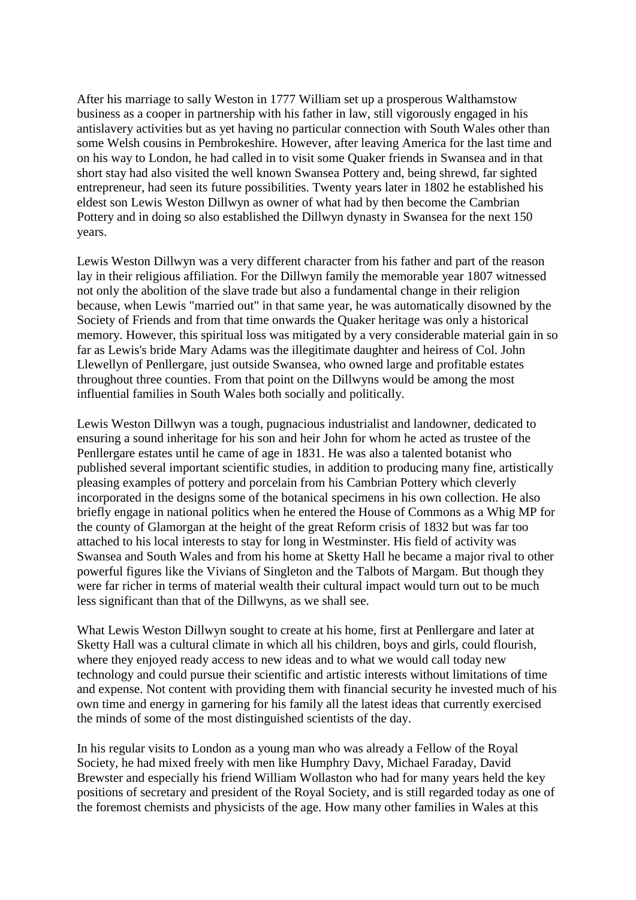After his marriage to sally Weston in 1777 William set up a prosperous Walthamstow business as a cooper in partnership with his father in law, still vigorously engaged in his antislavery activities but as yet having no particular connection with South Wales other than some Welsh cousins in Pembrokeshire. However, after leaving America for the last time and on his way to London, he had called in to visit some Quaker friends in Swansea and in that short stay had also visited the well known Swansea Pottery and, being shrewd, far sighted entrepreneur, had seen its future possibilities. Twenty years later in 1802 he established his eldest son Lewis Weston Dillwyn as owner of what had by then become the Cambrian Pottery and in doing so also established the Dillwyn dynasty in Swansea for the next 150 years.

Lewis Weston Dillwyn was a very different character from his father and part of the reason lay in their religious affiliation. For the Dillwyn family the memorable year 1807 witnessed not only the abolition of the slave trade but also a fundamental change in their religion because, when Lewis "married out" in that same year, he was automatically disowned by the Society of Friends and from that time onwards the Quaker heritage was only a historical memory. However, this spiritual loss was mitigated by a very considerable material gain in so far as Lewis's bride Mary Adams was the illegitimate daughter and heiress of Col. John Llewellyn of Penllergare, just outside Swansea, who owned large and profitable estates throughout three counties. From that point on the Dillwyns would be among the most influential families in South Wales both socially and politically.

Lewis Weston Dillwyn was a tough, pugnacious industrialist and landowner, dedicated to ensuring a sound inheritage for his son and heir John for whom he acted as trustee of the Penllergare estates until he came of age in 1831. He was also a talented botanist who published several important scientific studies, in addition to producing many fine, artistically pleasing examples of pottery and porcelain from his Cambrian Pottery which cleverly incorporated in the designs some of the botanical specimens in his own collection. He also briefly engage in national politics when he entered the House of Commons as a Whig MP for the county of Glamorgan at the height of the great Reform crisis of 1832 but was far too attached to his local interests to stay for long in Westminster. His field of activity was Swansea and South Wales and from his home at Sketty Hall he became a major rival to other powerful figures like the Vivians of Singleton and the Talbots of Margam. But though they were far richer in terms of material wealth their cultural impact would turn out to be much less significant than that of the Dillwyns, as we shall see.

What Lewis Weston Dillwyn sought to create at his home, first at Penllergare and later at Sketty Hall was a cultural climate in which all his children, boys and girls, could flourish, where they enjoyed ready access to new ideas and to what we would call today new technology and could pursue their scientific and artistic interests without limitations of time and expense. Not content with providing them with financial security he invested much of his own time and energy in garnering for his family all the latest ideas that currently exercised the minds of some of the most distinguished scientists of the day.

In his regular visits to London as a young man who was already a Fellow of the Royal Society, he had mixed freely with men like Humphry Davy, Michael Faraday, David Brewster and especially his friend William Wollaston who had for many years held the key positions of secretary and president of the Royal Society, and is still regarded today as one of the foremost chemists and physicists of the age. How many other families in Wales at this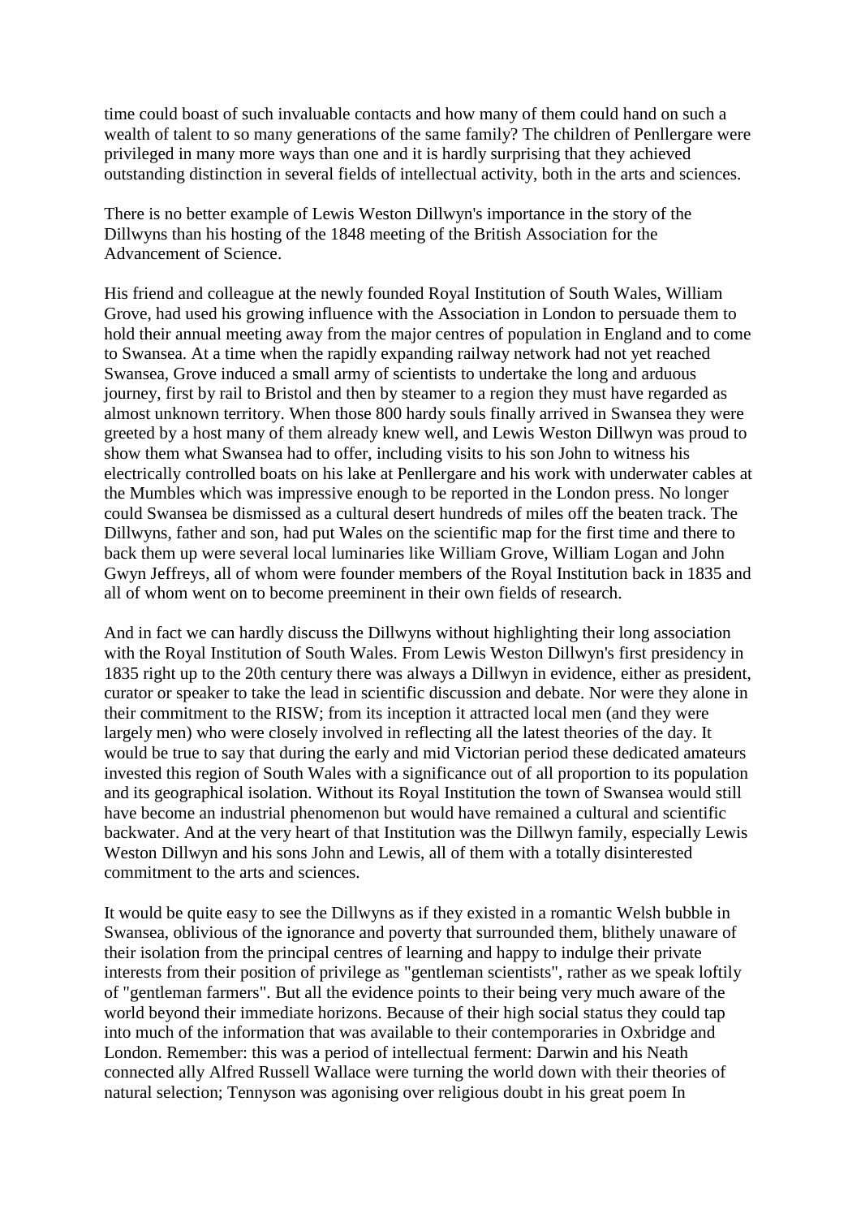time could boast of such invaluable contacts and how many of them could hand on such a wealth of talent to so many generations of the same family? The children of Penllergare were privileged in many more ways than one and it is hardly surprising that they achieved outstanding distinction in several fields of intellectual activity, both in the arts and sciences.

There is no better example of Lewis Weston Dillwyn's importance in the story of the Dillwyns than his hosting of the 1848 meeting of the British Association for the Advancement of Science.

His friend and colleague at the newly founded Royal Institution of South Wales, William Grove, had used his growing influence with the Association in London to persuade them to hold their annual meeting away from the major centres of population in England and to come to Swansea. At a time when the rapidly expanding railway network had not yet reached Swansea, Grove induced a small army of scientists to undertake the long and arduous journey, first by rail to Bristol and then by steamer to a region they must have regarded as almost unknown territory. When those 800 hardy souls finally arrived in Swansea they were greeted by a host many of them already knew well, and Lewis Weston Dillwyn was proud to show them what Swansea had to offer, including visits to his son John to witness his electrically controlled boats on his lake at Penllergare and his work with underwater cables at the Mumbles which was impressive enough to be reported in the London press. No longer could Swansea be dismissed as a cultural desert hundreds of miles off the beaten track. The Dillwyns, father and son, had put Wales on the scientific map for the first time and there to back them up were several local luminaries like William Grove, William Logan and John Gwyn Jeffreys, all of whom were founder members of the Royal Institution back in 1835 and all of whom went on to become preeminent in their own fields of research.

And in fact we can hardly discuss the Dillwyns without highlighting their long association with the Royal Institution of South Wales. From Lewis Weston Dillwyn's first presidency in 1835 right up to the 20th century there was always a Dillwyn in evidence, either as president, curator or speaker to take the lead in scientific discussion and debate. Nor were they alone in their commitment to the RISW; from its inception it attracted local men (and they were largely men) who were closely involved in reflecting all the latest theories of the day. It would be true to say that during the early and mid Victorian period these dedicated amateurs invested this region of South Wales with a significance out of all proportion to its population and its geographical isolation. Without its Royal Institution the town of Swansea would still have become an industrial phenomenon but would have remained a cultural and scientific backwater. And at the very heart of that Institution was the Dillwyn family, especially Lewis Weston Dillwyn and his sons John and Lewis, all of them with a totally disinterested commitment to the arts and sciences.

It would be quite easy to see the Dillwyns as if they existed in a romantic Welsh bubble in Swansea, oblivious of the ignorance and poverty that surrounded them, blithely unaware of their isolation from the principal centres of learning and happy to indulge their private interests from their position of privilege as "gentleman scientists", rather as we speak loftily of "gentleman farmers". But all the evidence points to their being very much aware of the world beyond their immediate horizons. Because of their high social status they could tap into much of the information that was available to their contemporaries in Oxbridge and London. Remember: this was a period of intellectual ferment: Darwin and his Neath connected ally Alfred Russell Wallace were turning the world down with their theories of natural selection; Tennyson was agonising over religious doubt in his great poem In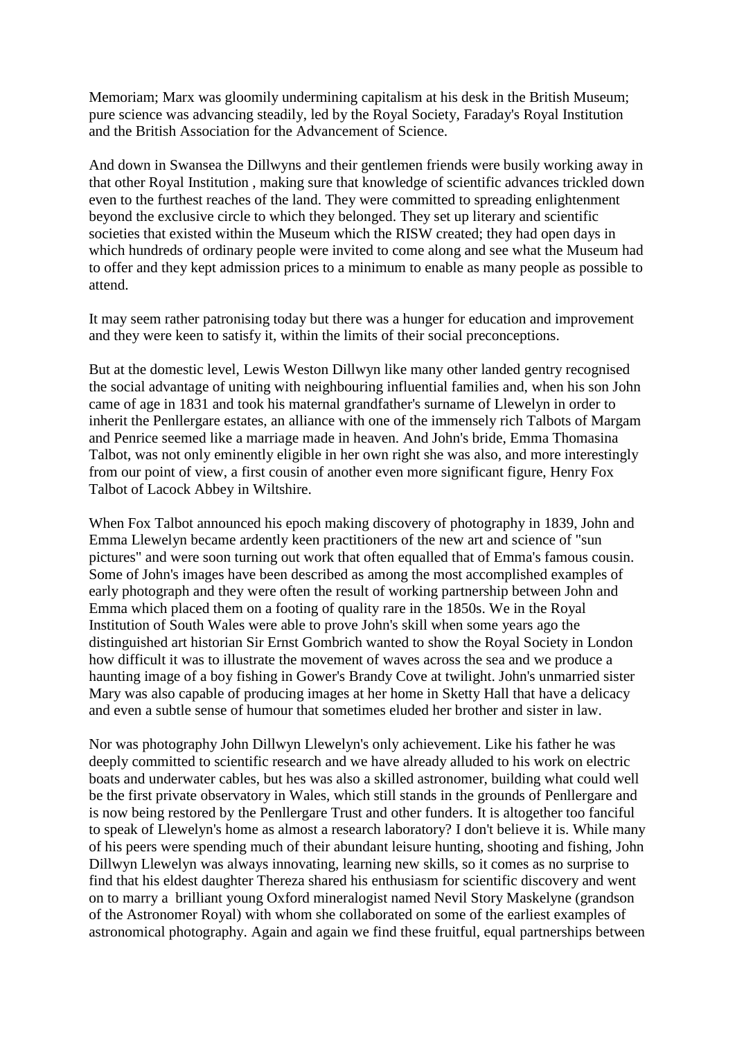Memoriam; Marx was gloomily undermining capitalism at his desk in the British Museum; pure science was advancing steadily, led by the Royal Society, Faraday's Royal Institution and the British Association for the Advancement of Science.

And down in Swansea the Dillwyns and their gentlemen friends were busily working away in that other Royal Institution , making sure that knowledge of scientific advances trickled down even to the furthest reaches of the land. They were committed to spreading enlightenment beyond the exclusive circle to which they belonged. They set up literary and scientific societies that existed within the Museum which the RISW created; they had open days in which hundreds of ordinary people were invited to come along and see what the Museum had to offer and they kept admission prices to a minimum to enable as many people as possible to attend.

It may seem rather patronising today but there was a hunger for education and improvement and they were keen to satisfy it, within the limits of their social preconceptions.

But at the domestic level, Lewis Weston Dillwyn like many other landed gentry recognised the social advantage of uniting with neighbouring influential families and, when his son John came of age in 1831 and took his maternal grandfather's surname of Llewelyn in order to inherit the Penllergare estates, an alliance with one of the immensely rich Talbots of Margam and Penrice seemed like a marriage made in heaven. And John's bride, Emma Thomasina Talbot, was not only eminently eligible in her own right she was also, and more interestingly from our point of view, a first cousin of another even more significant figure, Henry Fox Talbot of Lacock Abbey in Wiltshire.

When Fox Talbot announced his epoch making discovery of photography in 1839, John and Emma Llewelyn became ardently keen practitioners of the new art and science of "sun pictures" and were soon turning out work that often equalled that of Emma's famous cousin. Some of John's images have been described as among the most accomplished examples of early photograph and they were often the result of working partnership between John and Emma which placed them on a footing of quality rare in the 1850s. We in the Royal Institution of South Wales were able to prove John's skill when some years ago the distinguished art historian Sir Ernst Gombrich wanted to show the Royal Society in London how difficult it was to illustrate the movement of waves across the sea and we produce a haunting image of a boy fishing in Gower's Brandy Cove at twilight. John's unmarried sister Mary was also capable of producing images at her home in Sketty Hall that have a delicacy and even a subtle sense of humour that sometimes eluded her brother and sister in law.

Nor was photography John Dillwyn Llewelyn's only achievement. Like his father he was deeply committed to scientific research and we have already alluded to his work on electric boats and underwater cables, but hes was also a skilled astronomer, building what could well be the first private observatory in Wales, which still stands in the grounds of Penllergare and is now being restored by the Penllergare Trust and other funders. It is altogether too fanciful to speak of Llewelyn's home as almost a research laboratory? I don't believe it is. While many of his peers were spending much of their abundant leisure hunting, shooting and fishing, John Dillwyn Llewelyn was always innovating, learning new skills, so it comes as no surprise to find that his eldest daughter Thereza shared his enthusiasm for scientific discovery and went on to marry a brilliant young Oxford mineralogist named Nevil Story Maskelyne (grandson of the Astronomer Royal) with whom she collaborated on some of the earliest examples of astronomical photography. Again and again we find these fruitful, equal partnerships between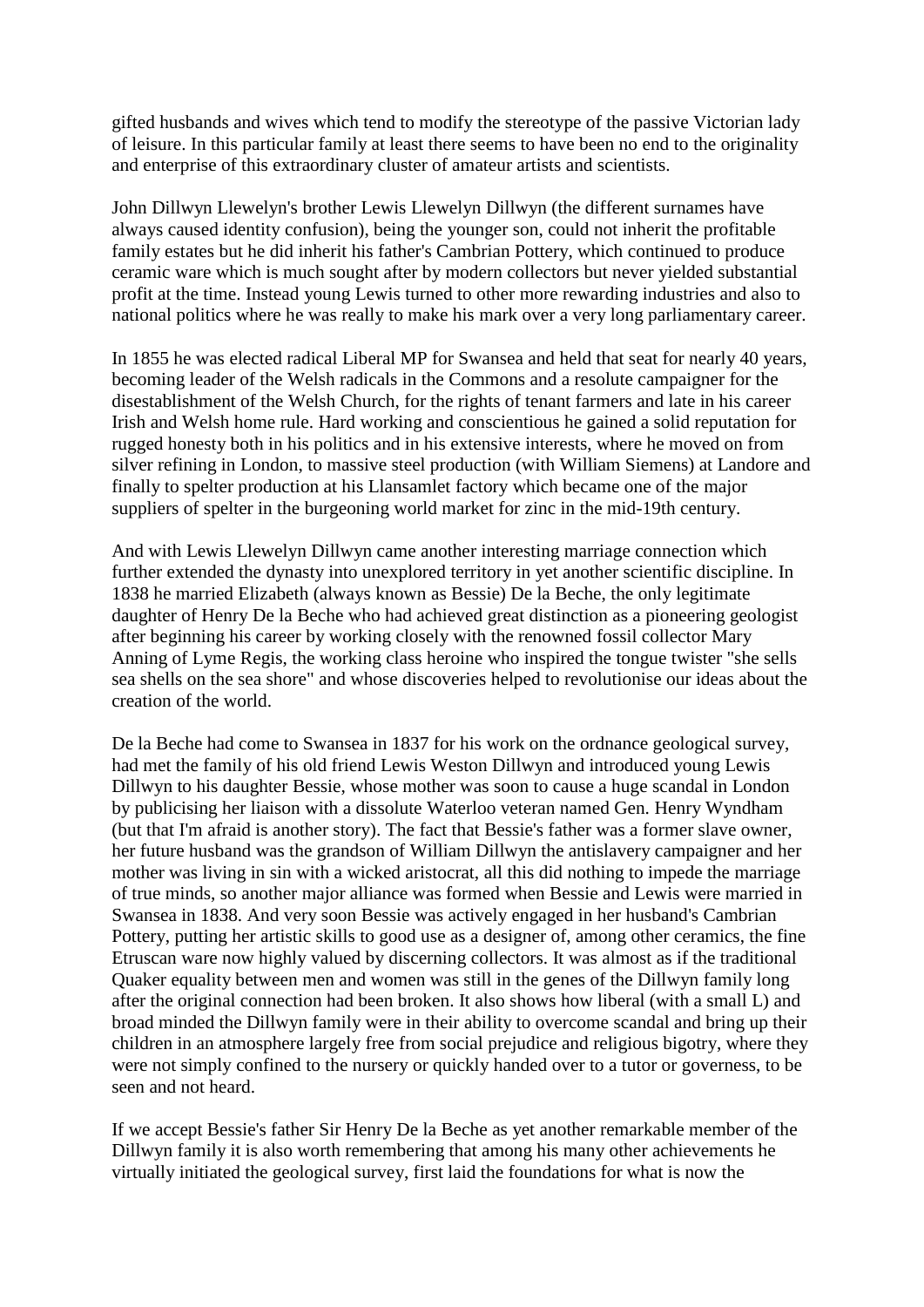gifted husbands and wives which tend to modify the stereotype of the passive Victorian lady of leisure. In this particular family at least there seems to have been no end to the originality and enterprise of this extraordinary cluster of amateur artists and scientists.

John Dillwyn Llewelyn's brother Lewis Llewelyn Dillwyn (the different surnames have always caused identity confusion), being the younger son, could not inherit the profitable family estates but he did inherit his father's Cambrian Pottery, which continued to produce ceramic ware which is much sought after by modern collectors but never yielded substantial profit at the time. Instead young Lewis turned to other more rewarding industries and also to national politics where he was really to make his mark over a very long parliamentary career.

In 1855 he was elected radical Liberal MP for Swansea and held that seat for nearly 40 years, becoming leader of the Welsh radicals in the Commons and a resolute campaigner for the disestablishment of the Welsh Church, for the rights of tenant farmers and late in his career Irish and Welsh home rule. Hard working and conscientious he gained a solid reputation for rugged honesty both in his politics and in his extensive interests, where he moved on from silver refining in London, to massive steel production (with William Siemens) at Landore and finally to spelter production at his Llansamlet factory which became one of the major suppliers of spelter in the burgeoning world market for zinc in the mid-19th century.

And with Lewis Llewelyn Dillwyn came another interesting marriage connection which further extended the dynasty into unexplored territory in yet another scientific discipline. In 1838 he married Elizabeth (always known as Bessie) De la Beche, the only legitimate daughter of Henry De la Beche who had achieved great distinction as a pioneering geologist after beginning his career by working closely with the renowned fossil collector Mary Anning of Lyme Regis, the working class heroine who inspired the tongue twister "she sells sea shells on the sea shore" and whose discoveries helped to revolutionise our ideas about the creation of the world.

De la Beche had come to Swansea in 1837 for his work on the ordnance geological survey, had met the family of his old friend Lewis Weston Dillwyn and introduced young Lewis Dillwyn to his daughter Bessie, whose mother was soon to cause a huge scandal in London by publicising her liaison with a dissolute Waterloo veteran named Gen. Henry Wyndham (but that I'm afraid is another story). The fact that Bessie's father was a former slave owner, her future husband was the grandson of William Dillwyn the antislavery campaigner and her mother was living in sin with a wicked aristocrat, all this did nothing to impede the marriage of true minds, so another major alliance was formed when Bessie and Lewis were married in Swansea in 1838. And very soon Bessie was actively engaged in her husband's Cambrian Pottery, putting her artistic skills to good use as a designer of, among other ceramics, the fine Etruscan ware now highly valued by discerning collectors. It was almost as if the traditional Quaker equality between men and women was still in the genes of the Dillwyn family long after the original connection had been broken. It also shows how liberal (with a small L) and broad minded the Dillwyn family were in their ability to overcome scandal and bring up their children in an atmosphere largely free from social prejudice and religious bigotry, where they were not simply confined to the nursery or quickly handed over to a tutor or governess, to be seen and not heard.

If we accept Bessie's father Sir Henry De la Beche as yet another remarkable member of the Dillwyn family it is also worth remembering that among his many other achievements he virtually initiated the geological survey, first laid the foundations for what is now the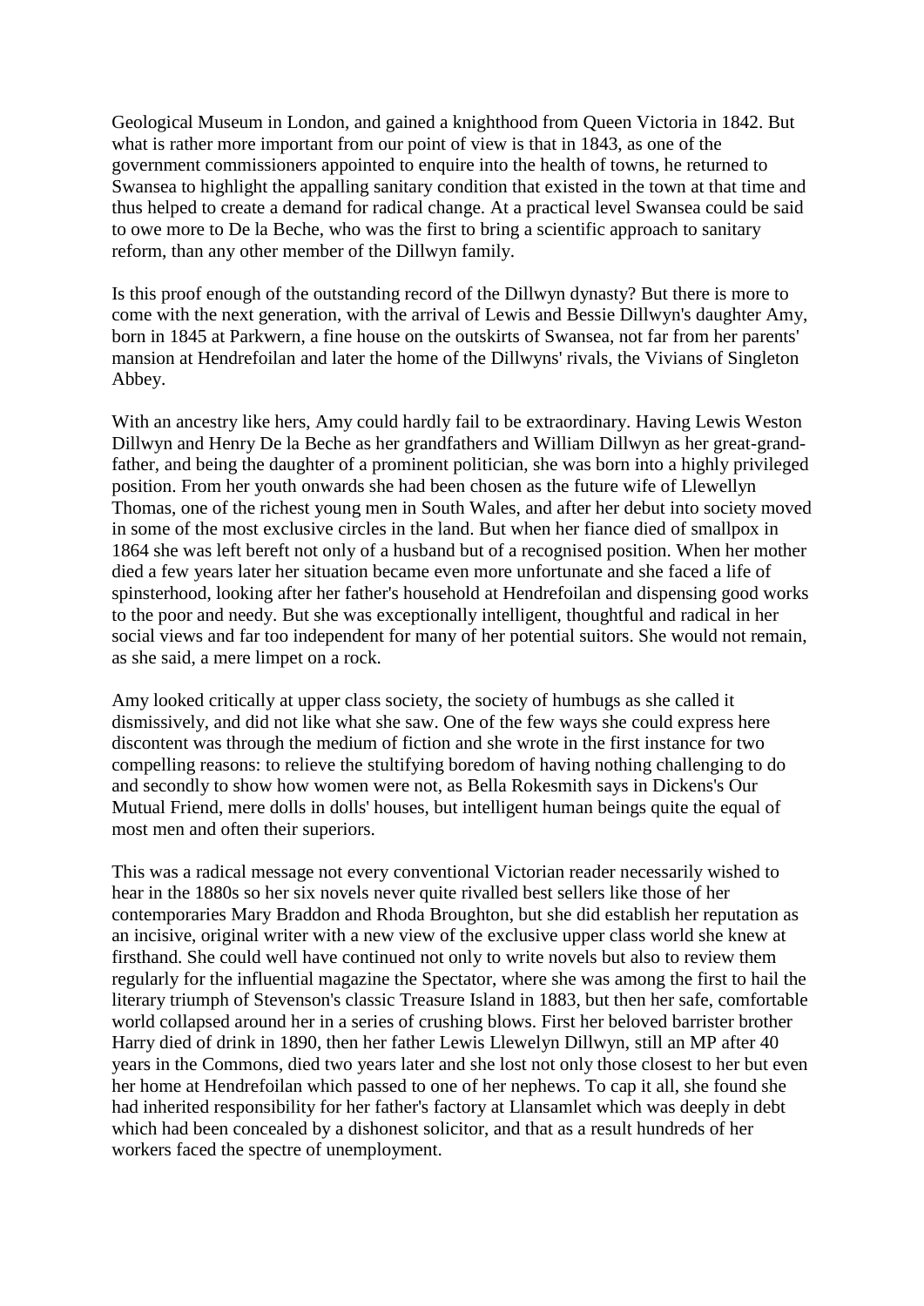Geological Museum in London, and gained a knighthood from Queen Victoria in 1842. But what is rather more important from our point of view is that in 1843, as one of the government commissioners appointed to enquire into the health of towns, he returned to Swansea to highlight the appalling sanitary condition that existed in the town at that time and thus helped to create a demand for radical change. At a practical level Swansea could be said to owe more to De la Beche, who was the first to bring a scientific approach to sanitary reform, than any other member of the Dillwyn family.

Is this proof enough of the outstanding record of the Dillwyn dynasty? But there is more to come with the next generation, with the arrival of Lewis and Bessie Dillwyn's daughter Amy, born in 1845 at Parkwern, a fine house on the outskirts of Swansea, not far from her parents' mansion at Hendrefoilan and later the home of the Dillwyns' rivals, the Vivians of Singleton Abbey.

With an ancestry like hers, Amy could hardly fail to be extraordinary. Having Lewis Weston Dillwyn and Henry De la Beche as her grandfathers and William Dillwyn as her great-grand-father, and being the daughter of a prominent politician, she was born into a highly privileged position. From her youth onwards she had been chosen as the future wife of Llewellyn Thomas, one of the richest young men in South Wales, and after her debut into society moved in some of the most exclusive circles in the land. But when her fiance died of smallpox in 1864 she was left bereft not only of a husband but of a recognised position. When her mother died a few years later her situation became even more unfortunate and she faced a life of spinsterhood, looking after her father's household at Hendrefoilan and dispensing good works to the poor and needy. But she was exceptionally intelligent, thoughtful and radical in her social views and far too independent for many of her potential suitors. She would not remain, as she said, a mere limpet on a rock.

Amy looked critically at upper class society, the society of humbugs as she called it dismissively, and did not like what she saw. One of the few ways she could express here discontent was through the medium of fiction and she wrote in the first instance for two compelling reasons: to relieve the stultifying boredom of having nothing challenging to do and secondly to show how women were not, as Bella Rokesmith says in Dickens's Our Mutual Friend, mere dolls in dolls' houses, but intelligent human beings quite the equal of most men and often their superiors.

This was a radical message not every conventional Victorian reader necessarily wished to hear in the 1880s so her six novels never quite rivalled best sellers like those of her contemporaries Mary Braddon and Rhoda Broughton, but she did establish her reputation as an incisive, original writer with a new view of the exclusive upper class world she knew at firsthand. She could well have continued not only to write novels but also to review them regularly for the influential magazine the Spectator, where she was among the first to hail the literary triumph of Stevenson's classic Treasure Island in 1883, but then her safe, comfortable world collapsed around her in a series of crushing blows. First her beloved barrister brother Harry died of drink in 1890, then her father Lewis Llewelyn Dillwyn, still an MP after 40 years in the Commons, died two years later and she lost not only those closest to her but even her home at Hendrefoilan which passed to one of her nephews. To cap it all, she found she had inherited responsibility for her father's factory at Llansamlet which was deeply in debt which had been concealed by a dishonest solicitor, and that as a result hundreds of her workers faced the spectre of unemployment.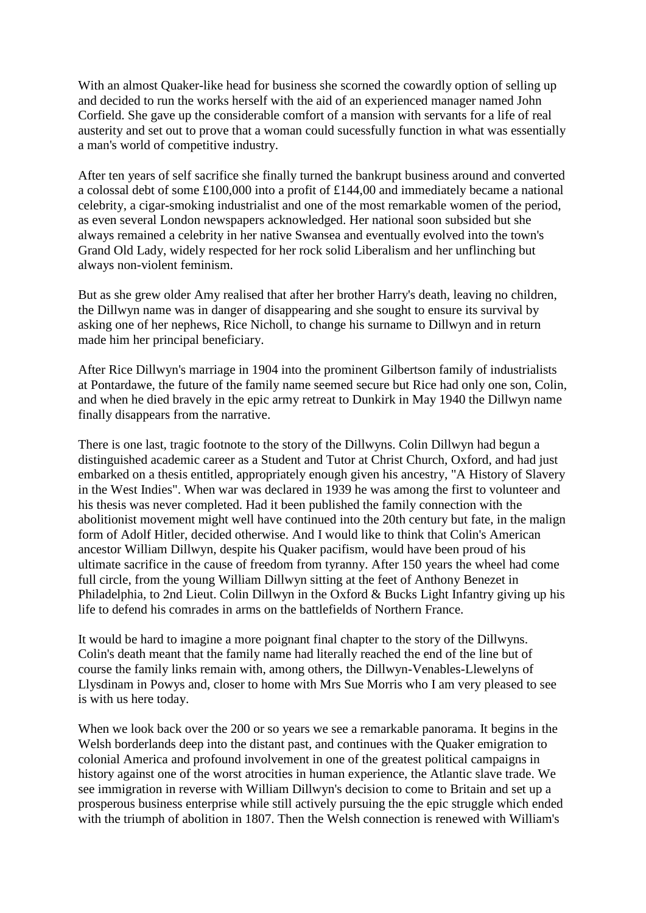With an almost Quaker-like head for business she scorned the cowardly option of selling up and decided to run the works herself with the aid of an experienced manager named John Corfield. She gave up the considerable comfort of a mansion with servants for a life of real austerity and set out to prove that a woman could sucessfully function in what was essentially a man's world of competitive industry.

After ten years of self sacrifice she finally turned the bankrupt business around and converted a colossal debt of some £100,000 into a profit of £144,00 and immediately became a national celebrity, a cigar-smoking industrialist and one of the most remarkable women of the period, as even several London newspapers acknowledged. Her national soon subsided but she always remained a celebrity in her native Swansea and eventually evolved into the town's Grand Old Lady, widely respected for her rock solid Liberalism and her unflinching but always non-violent feminism.

But as she grew older Amy realised that after her brother Harry's death, leaving no children, the Dillwyn name was in danger of disappearing and she sought to ensure its survival by asking one of her nephews, Rice Nicholl, to change his surname to Dillwyn and in return made him her principal beneficiary.

After Rice Dillwyn's marriage in 1904 into the prominent Gilbertson family of industrialists at Pontardawe, the future of the family name seemed secure but Rice had only one son, Colin, and when he died bravely in the epic army retreat to Dunkirk in May 1940 the Dillwyn name finally disappears from the narrative.

There is one last, tragic footnote to the story of the Dillwyns. Colin Dillwyn had begun a distinguished academic career as a Student and Tutor at Christ Church, Oxford, and had just embarked on a thesis entitled, appropriately enough given his ancestry, "A History of Slavery in the West Indies". When war was declared in 1939 he was among the first to volunteer and his thesis was never completed. Had it been published the family connection with the abolitionist movement might well have continued into the 20th century but fate, in the malign form of Adolf Hitler, decided otherwise. And I would like to think that Colin's American ancestor William Dillwyn, despite his Quaker pacifism, would have been proud of his ultimate sacrifice in the cause of freedom from tyranny. After 150 years the wheel had come full circle, from the young William Dillwyn sitting at the feet of Anthony Benezet in Philadelphia, to 2nd Lieut. Colin Dillwyn in the Oxford & Bucks Light Infantry giving up his life to defend his comrades in arms on the battlefields of Northern France.

It would be hard to imagine a more poignant final chapter to the story of the Dillwyns. Colin's death meant that the family name had literally reached the end of the line but of course the family links remain with, among others, the Dillwyn-Venables-Llewelyns of Llysdinam in Powys and, closer to home with Mrs Sue Morris who I am very pleased to see is with us here today.

When we look back over the 200 or so years we see a remarkable panorama. It begins in the Welsh borderlands deep into the distant past, and continues with the Quaker emigration to colonial America and profound involvement in one of the greatest political campaigns in history against one of the worst atrocities in human experience, the Atlantic slave trade. We see immigration in reverse with William Dillwyn's decision to come to Britain and set up a prosperous business enterprise while still actively pursuing the the epic struggle which ended with the triumph of abolition in 1807. Then the Welsh connection is renewed with William's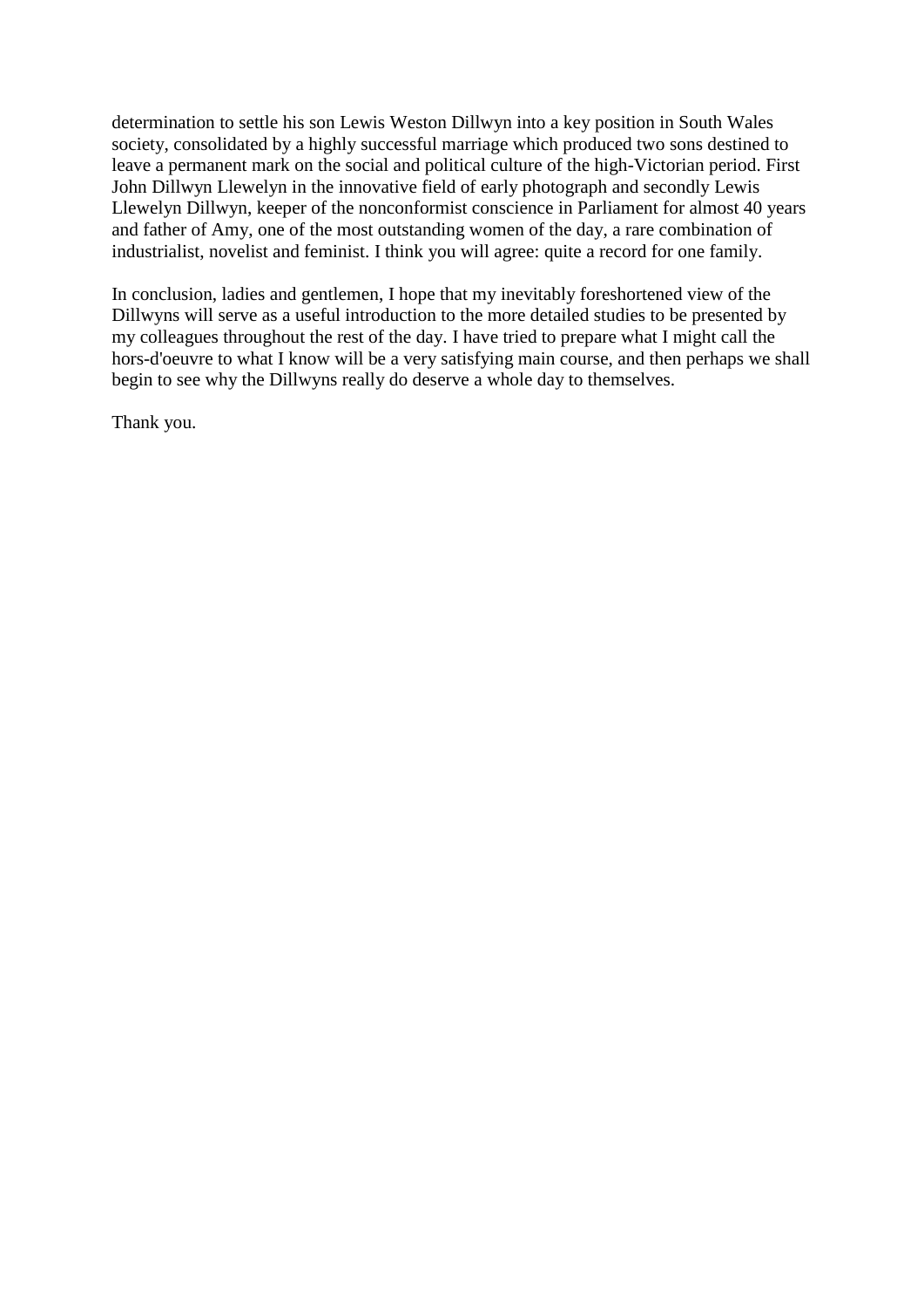determination to settle his son Lewis Weston Dillwyn into a key position in South Wales society, consolidated by a highly successful marriage which produced two sons destined to leave a permanent mark on the social and political culture of the high-Victorian period. First John Dillwyn Llewelyn in the innovative field of early photograph and secondly Lewis Llewelyn Dillwyn, keeper of the nonconformist conscience in Parliament for almost 40 years and father of Amy, one of the most outstanding women of the day, a rare combination of industrialist, novelist and feminist. I think you will agree: quite a record for one family.

In conclusion, ladies and gentlemen, I hope that my inevitably foreshortened view of the Dillwyns will serve as a useful introduction to the more detailed studies to be presented by my colleagues throughout the rest of the day. I have tried to prepare what I might call the hors-d'oeuvre to what I know will be a very satisfying main course, and then perhaps we shall begin to see why the Dillwyns really do deserve a whole day to themselves.

Thank you.